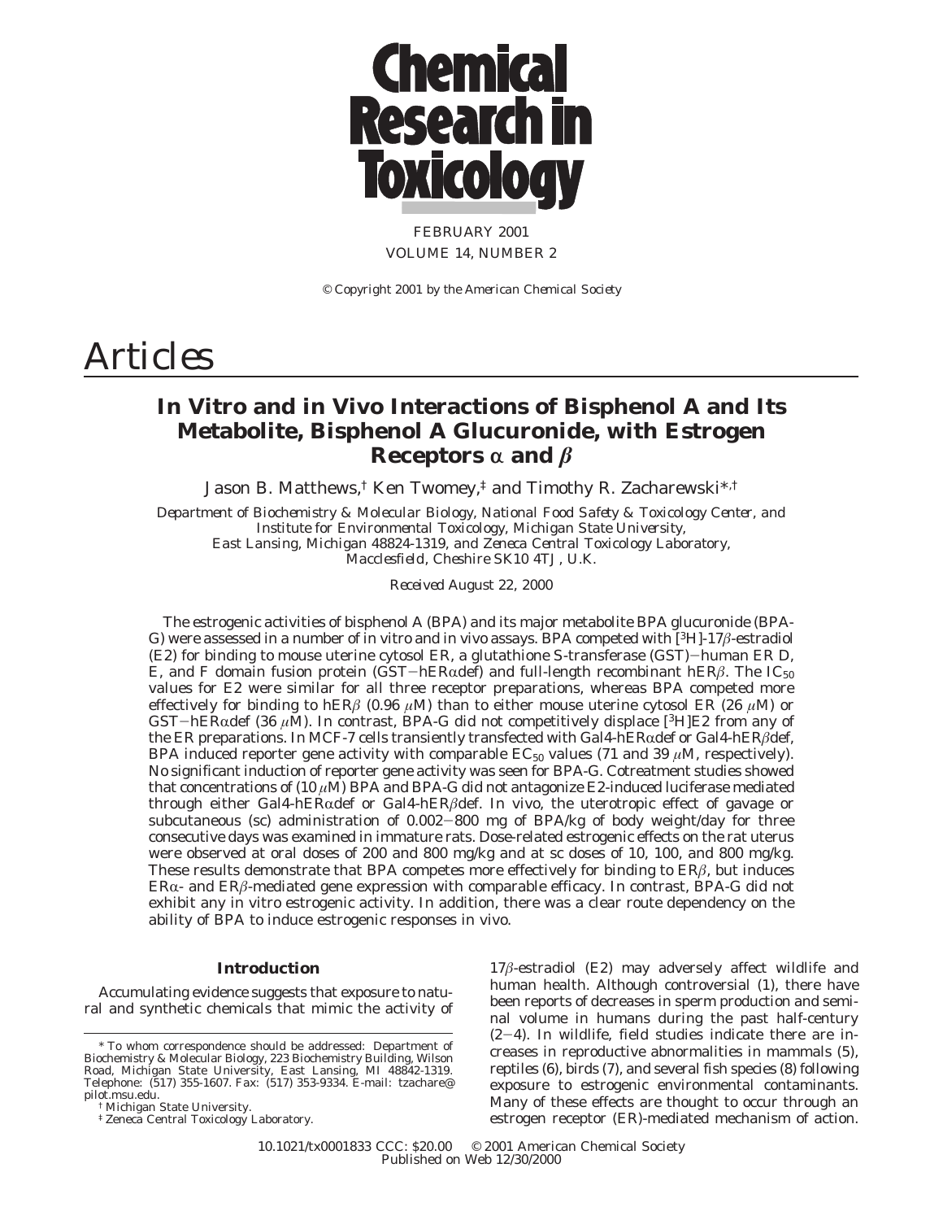# Articles

## In Vitro and in Vivo Interactions of Bisphenol A and Its Metabolite, Bisphenol A Glucuronide, with Estrogen Receptors α and β

Jason B. Matthews,[†] Ken Twomey,[‡] and Timothy R. Zacharewski*[,†]

*Department of Biochemistry & Molecular Biology, National Food Safety & Toxicology Center, and Institute for Environmental Toxicology, Michigan State University, East Lansing, Michigan 48824-1319, and Zeneca Central Toxicology Laboratory, Macclesfield, Cheshire SK10 4TJ, U.K.*

*Received August 22, 2000*

The estrogenic activities of bisphenol A (BPA) and its major metabolite BPA glucuronide (BPA-G) were assessed in a number of in vitro and in vivo assays. BPA competed with [$^3$H]-17β-estradiol (E2) for binding to mouse uterine cytosol ER, a glutathione S-transferase (GST)−human ER D, E, and F domain fusion protein (GST−hERαdef) and full-length recombinant hERβ. The $IC_{50}$ values for E2 were similar for all three receptor preparations, whereas BPA competed more effectively for binding to hERβ (0.96 μM) than to either mouse uterine cytosol ER (26 μM) or GST−hERαdef (36 μM). In contrast, BPA-G did not competitively displace [$^3$H]E2 from any of the ER preparations. In MCF-7 cells transiently transfected with Gal4-hERαdef or Gal4-hERβdef, BPA induced reporter gene activity with comparable $EC_{50}$ values (71 and 39 μM, respectively). No significant induction of reporter gene activity was seen for BPA-G. Cotreatment studies showed that concentrations of (10 μM) BPA and BPA-G did not antagonize E2-induced luciferase mediated through either Gal4-hERαdef or Gal4-hERβdef. In vivo, the uterotropic effect of gavage or subcutaneous (sc) administration of 0.002−800 mg of BPA/kg of body weight/day for three consecutive days was examined in immature rats. Dose-related estrogenic effects on the rat uterus were observed at oral doses of 200 and 800 mg/kg and at sc doses of 10, 100, and 800 mg/kg. These results demonstrate that BPA competes more effectively for binding to ERβ, but induces ERα- and ERβ-mediated gene expression with comparable efficacy. In contrast, BPA-G did not exhibit any in vitro estrogenic activity. In addition, there was a clear route dependency on the ability of BPA to induce estrogenic responses in vivo.

### Introduction

Accumulating evidence suggests that exposure to natural and synthetic chemicals that mimic the activity of 17β-estradiol (E2) may adversely affect wildlife and human health. Although controversial (1), there have been reports of decreases in sperm production and seminal volume in humans during the past half-century (2−4). In wildlife, field studies indicate there are increases in reproductive abnormalities in mammals (5), reptiles (6), birds (7), and several fish species (8) following exposure to estrogenic environmental contaminants. Many of these effects are thought to occur through an estrogen receptor (ER)-mediated mechanism of action.

\* To whom correspondence should be addressed: Department of Biochemistry & Molecular Biology, 223 Biochemistry Building, Wilson Road, Michigan State University, East Lansing, MI 48842-1319. Telephone: (517) 355-1607. Fax: (517) 353-9334. E-mail: tzachare@pilot.msu.edu.

† Michigan State University.

‡ Zeneca Central Toxicology Laboratory.

10.1021/tx0001833 CCC: $20.00 © 2001 American Chemical Society
Published on Web 12/30/2000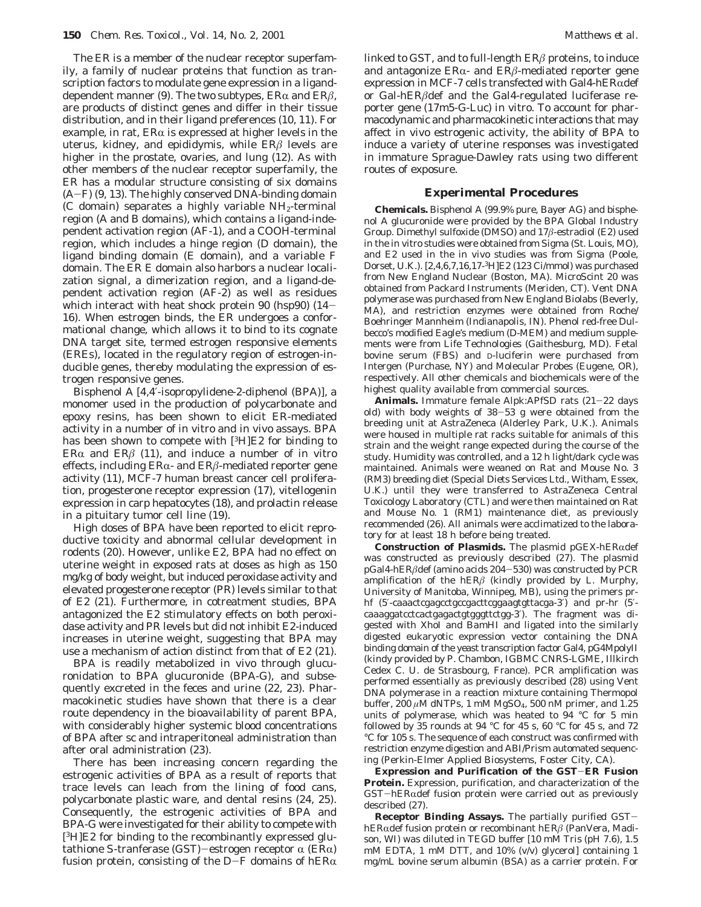The ER is a member of the nuclear receptor superfamily, a family of nuclear proteins that function as transcription factors to modulate gene expression in a ligand-dependent manner (9). The two subtypes, ERα and ERβ, are products of distinct genes and differ in their tissue distribution, and in their ligand preferences (10, 11). For example, in rat, ERα is expressed at higher levels in the uterus, kidney, and epididymis, while ERβ levels are higher in the prostate, ovaries, and lung (12). As with other members of the nuclear receptor superfamily, the ER has a modular structure consisting of six domains (A–F) (9, 13). The highly conserved DNA-binding domain (C domain) separates a highly variable $NH_2$-terminal region (A and B domains), which contains a ligand-independent activation region (AF-1), and a COOH-terminal region, which includes a hinge region (D domain), the ligand binding domain (E domain), and a variable F domain. The ER E domain also harbors a nuclear localization signal, a dimerization region, and a ligand-dependent activation region (AF-2) as well as residues which interact with heat shock protein 90 (hsp90) (14–16). When estrogen binds, the ER undergoes a conformational change, which allows it to bind to its cognate DNA target site, termed estrogen responsive elements (EREs), located in the regulatory region of estrogen-inducible genes, thereby modulating the expression of estrogen responsive genes.

Bisphenol A [4,4′-isopropylidene-2-diphenol (BPA)], a monomer used in the production of polycarbonate and epoxy resins, has been shown to elicit ER-mediated activity in a number of in vitro and in vivo assays. BPA has been shown to compete with [$^3$H]E2 for binding to ERα and ERβ (11), and induce a number of in vitro effects, including ERα- and ERβ-mediated reporter gene activity (11), MCF-7 human breast cancer cell proliferation, progesterone receptor expression (17), vitellogenin expression in carp hepatocytes (18), and prolactin release in a pituitary tumor cell line (19).

High doses of BPA have been reported to elicit reproductive toxicity and abnormal cellular development in rodents (20). However, unlike E2, BPA had no effect on uterine weight in exposed rats at doses as high as 150 mg/kg of body weight, but induced peroxidase activity and elevated progesterone receptor (PR) levels similar to that of E2 (21). Furthermore, in cotreatment studies, BPA antagonized the E2 stimulatory effects on both peroxidase activity and PR levels but did not inhibit E2-induced increases in uterine weight, suggesting that BPA may use a mechanism of action distinct from that of E2 (21).

BPA is readily metabolized in vivo through glucuronidation to BPA glucuronide (BPA-G), and subsequently excreted in the feces and urine (22, 23). Pharmacokinetic studies have shown that there is a clear route dependency in the bioavailability of parent BPA, with considerably higher systemic blood concentrations of BPA after sc and intraperitoneal administration than after oral administration (23).

There has been increasing concern regarding the estrogenic activities of BPA as a result of reports that trace levels can leach from the lining of food cans, polycarbonate plastic ware, and dental resins (24, 25). Consequently, the estrogenic activities of BPA and BPA-G were investigated for their ability to compete with [$^3$H]E2 for binding to the recombinantly expressed glutathione S-tranferase (GST)–estrogen receptor α (ERα) fusion protein, consisting of the D–F domains of hERα linked to GST, and to full-length ERβ proteins, to induce and antagonize ERα- and ERβ-mediated reporter gene expression in MCF-7 cells transfected with Gal4-hERαdef or Gal-hERβdef and the Gal4-regulated luciferase reporter gene (17m5-G-Luc) in vitro. To account for pharmacodynamic and pharmacokinetic interactions that may affect in vivo estrogenic activity, the ability of BPA to induce a variety of uterine responses was investigated in immature Sprague-Dawley rats using two different routes of exposure.

## Experimental Procedures

**Chemicals.** Bisphenol A (99.9% pure, Bayer AG) and bisphenol A glucuronide were provided by the BPA Global Industry Group. Dimethyl sulfoxide (DMSO) and 17β-estradiol (E2) used in the in vitro studies were obtained from Sigma (St. Louis, MO), and E2 used in the in vivo studies was from Sigma (Poole, Dorset, U.K.). [2,4,6,7,16,17-$^3$H]E2 (123 Ci/mmol) was purchased from New England Nuclear (Boston, MA). MicroScint 20 was obtained from Packard Instruments (Meriden, CT). Vent DNA polymerase was purchased from New England Biolabs (Beverly, MA), and restriction enzymes were obtained from Roche/Boehringer Mannheim (Indianapolis, IN). Phenol red-free Dulbecco's modified Eagle's medium (D-MEM) and medium supplements were from Life Technologies (Gaithesburg, MD). Fetal bovine serum (FBS) and D-luciferin were purchased from Intergen (Purchase, NY) and Molecular Probes (Eugene, OR), respectively. All other chemicals and biochemicals were of the highest quality available from commercial sources.

**Animals.** Immature female Alpk:APfSD rats (21–22 days old) with body weights of 38–53 g were obtained from the breeding unit at AstraZeneca (Alderley Park, U.K.). Animals were housed in multiple rat racks suitable for animals of this strain and the weight range expected during the course of the study. Humidity was controlled, and a 12 h light/dark cycle was maintained. Animals were weaned on Rat and Mouse No. 3 (RM3) breeding diet (Special Diets Services Ltd., Witham, Essex, U.K.) until they were transferred to AstraZeneca Central Toxicology Laboratory (CTL) and were then maintained on Rat and Mouse No. 1 (RM1) maintenance diet, as previously recommended (26). All animals were acclimatized to the laboratory for at least 18 h before being treated.

**Construction of Plasmids.** The plasmid pGEX-hERαdef was constructed as previously described (27). The plasmid pGal4-hERβdef (amino acids 204–530) was constructed by PCR amplification of the hERβ (kindly provided by L. Murphy, University of Manitoba, Winnipeg, MB), using the primers pr-hf (5′-caaactcgagcctgccgacttcggaagtgttacga-3′) and pr-hr (5′-caaaggatcctcactgagactgtgggttctgg-3′). The fragment was digested with XhoI and BamHI and ligated into the similarly digested eukaryotic expression vector containing the DNA binding domain of the yeast transcription factor Gal4, pG4MpolyII (kindly provided by P. Chambon, IGBMC CNRS-LGME, Illkirch Cedex C. U. de Strasbourg, France). PCR amplification was performed essentially as previously described (28) using Vent DNA polymerase in a reaction mixture containing Thermopol buffer, 200 μM dNTPs, 1 mM $MgSO_4$, 500 nM primer, and 1.25 units of polymerase, which was heated to 94 °C for 5 min followed by 35 rounds at 94 °C for 45 s, 60 °C for 45 s, and 72 °C for 105 s. The sequence of each construct was confirmed with restriction enzyme digestion and ABI/Prism automated sequencing (Perkin-Elmer Applied Biosystems, Foster City, CA).

**Expression and Purification of the GST–ER Fusion Protein.** Expression, purification, and characterization of the GST–hERαdef fusion protein were carried out as previously described (27).

**Receptor Binding Assays.** The partially purified GST–hERαdef fusion protein or recombinant hERβ (PanVera, Madison, WI) was diluted in TEGD buffer [10 mM Tris (pH 7.6), 1.5 mM EDTA, 1 mM DTT, and 10% (v/v) glycerol] containing 1 mg/mL bovine serum albumin (BSA) as a carrier protein. For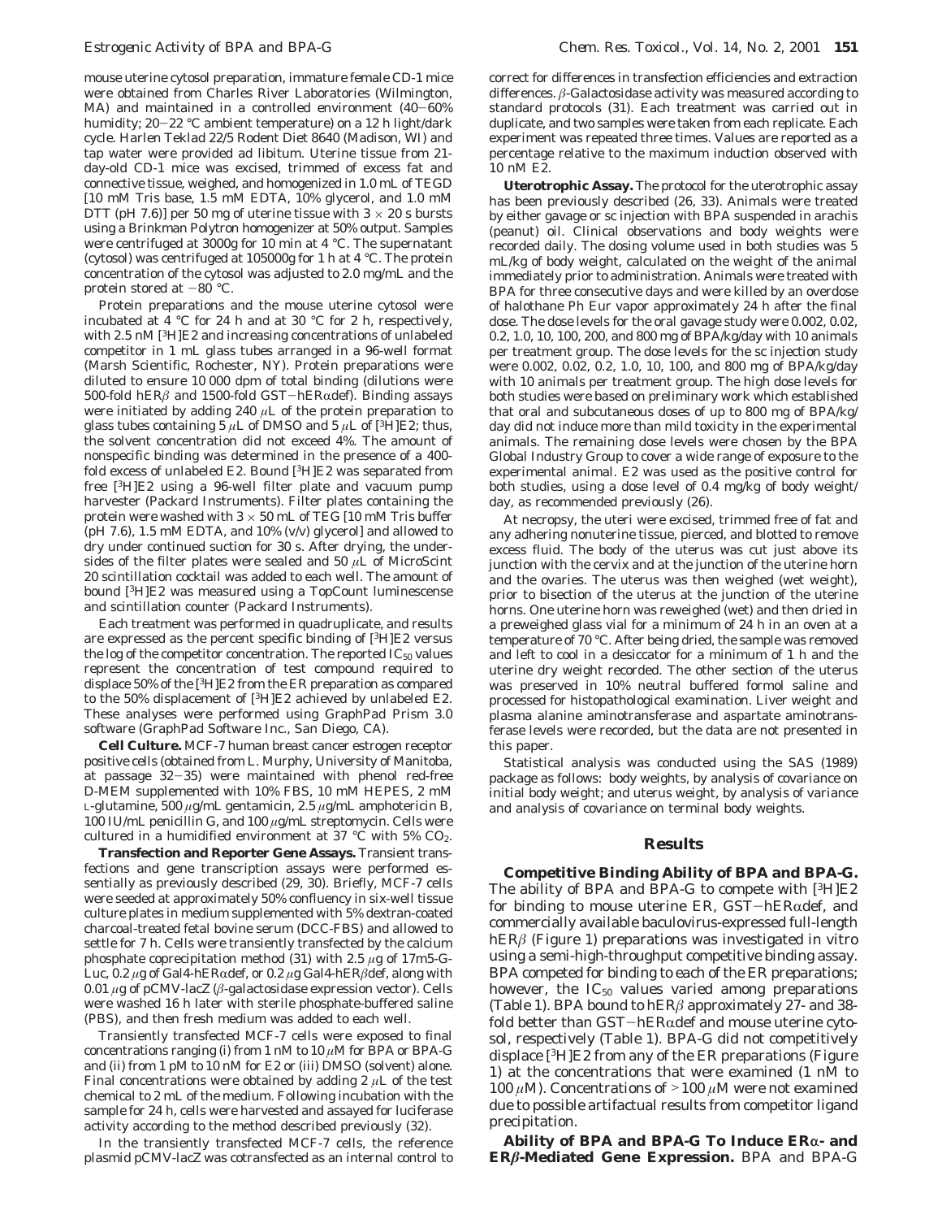mouse uterine cytosol preparation, immature female CD-1 mice were obtained from Charles River Laboratories (Wilmington, MA) and maintained in a controlled environment (40–60% humidity; 20–22 °C ambient temperature) on a 12 h light/dark cycle. Harlen Teklad 22/5 Rodent Diet 8640 (Madison, WI) and tap water were provided ad libitum. Uterine tissue from 21-day-old CD-1 mice was excised, trimmed of excess fat and connective tissue, weighed, and homogenized in 1.0 mL of TEGD [10 mM Tris base, 1.5 mM EDTA, 10% glycerol, and 1.0 mM DTT (pH 7.6)] per 50 mg of uterine tissue with 3 × 20 s bursts using a Brinkman Polytron homogenizer at 50% output. Samples were centrifuged at 3000g for 10 min at 4 °C. The supernatant (cytosol) was centrifuged at 105000g for 1 h at 4 °C. The protein concentration of the cytosol was adjusted to 2.0 mg/mL and the protein stored at −80 °C.

Protein preparations and the mouse uterine cytosol were incubated at 4 °C for 24 h and at 30 °C for 2 h, respectively, with 2.5 nM [$^3$H]E2 and increasing concentrations of unlabeled competitor in 1 mL glass tubes arranged in a 96-well format (Marsh Scientific, Rochester, NY). Protein preparations were diluted to ensure 10 000 dpm of total binding (dilutions were 500-fold hERβ and 1500-fold GST−hERαdef). Binding assays were initiated by adding 240 μL of the protein preparation to glass tubes containing 5 μL of DMSO and 5 μL of [$^3$H]E2; thus, the solvent concentration did not exceed 4%. The amount of nonspecific binding was determined in the presence of a 400-fold excess of unlabeled E2. Bound [$^3$H]E2 was separated from free [$^3$H]E2 using a 96-well filter plate and vacuum pump harvester (Packard Instruments). Filter plates containing the protein were washed with 3 × 50 mL of TEG [10 mM Tris buffer (pH 7.6), 1.5 mM EDTA, and 10% (v/v) glycerol] and allowed to dry under continued suction for 30 s. After drying, the undersides of the filter plates were sealed and 50 μL of MicroScint 20 scintillation cocktail was added to each well. The amount of bound [$^3$H]E2 was measured using a TopCount luminescense and scintillation counter (Packard Instruments).

Each treatment was performed in quadruplicate, and results are expressed as the percent specific binding of [$^3$H]E2 versus the log of the competitor concentration. The reported $IC_{50}$ values represent the concentration of test compound required to displace 50% of the [$^3$H]E2 from the ER preparation as compared to the 50% displacement of [$^3$H]E2 achieved by unlabeled E2. These analyses were performed using GraphPad Prism 3.0 software (GraphPad Software Inc., San Diego, CA).

**Cell Culture.** MCF-7 human breast cancer estrogen receptor positive cells (obtained from L. Murphy, University of Manitoba, at passage 32–35) were maintained with phenol red-free D-MEM supplemented with 10% FBS, 10 mM HEPES, 2 mM L-glutamine, 500 μg/mL gentamicin, 2.5 μg/mL amphotericin B, 100 IU/mL penicillin G, and 100 μg/mL streptomycin. Cells were cultured in a humidified environment at 37 °C with 5% $CO_2$.

**Transfection and Reporter Gene Assays.** Transient transfections and gene transcription assays were performed essentially as previously described (29, 30). Briefly, MCF-7 cells were seeded at approximately 50% confluency in six-well tissue culture plates in medium supplemented with 5% dextran-coated charcoal-treated fetal bovine serum (DCC-FBS) and allowed to settle for 7 h. Cells were transiently transfected by the calcium phosphate coprecipitation method (31) with 2.5 μg of 17m5-G-Luc, 0.2 μg of Gal4-hERαdef, or 0.2 μg Gal4-hERβdef, along with 0.01 μg of pCMV-lacZ (β-galactosidase expression vector). Cells were washed 16 h later with sterile phosphate-buffered saline (PBS), and then fresh medium was added to each well.

Transiently transfected MCF-7 cells were exposed to final concentrations ranging (i) from 1 nM to 10 μM for BPA or BPA-G and (ii) from 1 pM to 10 nM for E2 or (iii) DMSO (solvent) alone. Final concentrations were obtained by adding 2 μL of the test chemical to 2 mL of the medium. Following incubation with the sample for 24 h, cells were harvested and assayed for luciferase activity according to the method described previously (32).

In the transiently transfected MCF-7 cells, the reference plasmid pCMV-lacZ was cotransfected as an internal control to correct for differences in transfection efficiencies and extraction differences. β-Galactosidase activity was measured according to standard protocols (31). Each treatment was carried out in duplicate, and two samples were taken from each replicate. Each experiment was repeated three times. Values are reported as a percentage relative to the maximum induction observed with 10 nM E2.

**Uterotrophic Assay.** The protocol for the uterotrophic assay has been previously described (26, 33). Animals were treated by either gavage or sc injection with BPA suspended in arachis (peanut) oil. Clinical observations and body weights were recorded daily. The dosing volume used in both studies was 5 mL/kg of body weight, calculated on the weight of the animal immediately prior to administration. Animals were treated with BPA for three consecutive days and were killed by an overdose of halothane Ph Eur vapor approximately 24 h after the final dose. The dose levels for the oral gavage study were 0.002, 0.02, 0.2, 1.0, 10, 100, 200, and 800 mg of BPA/kg/day with 10 animals per treatment group. The dose levels for the sc injection study were 0.002, 0.02, 0.2, 1.0, 10, 100, and 800 mg of BPA/kg/day with 10 animals per treatment group. The high dose levels for both studies were based on preliminary work which established that oral and subcutaneous doses of up to 800 mg of BPA/kg/day did not induce more than mild toxicity in the experimental animals. The remaining dose levels were chosen by the BPA Global Industry Group to cover a wide range of exposure to the experimental animal. E2 was used as the positive control for both studies, using a dose level of 0.4 mg/kg of body weight/day, as recommended previously (26).

At necropsy, the uteri were excised, trimmed free of fat and any adhering nonuterine tissue, pierced, and blotted to remove excess fluid. The body of the uterus was cut just above its junction with the cervix and at the junction of the uterine horn and the ovaries. The uterus was then weighed (wet weight), prior to bisection of the uterus at the junction of the uterine horns. One uterine horn was reweighed (wet) and then dried in a preweighed glass vial for a minimum of 24 h in an oven at a temperature of 70 °C. After being dried, the sample was removed and left to cool in a desiccator for a minimum of 1 h and the uterine dry weight recorded. The other section of the uterus was preserved in 10% neutral buffered formol saline and processed for histopathological examination. Liver weight and plasma alanine aminotransferase and aspartate aminotransferase levels were recorded, but the data are not presented in this paper.

Statistical analysis was conducted using the SAS (1989) package as follows: body weights, by analysis of covariance on initial body weight; and uterus weight, by analysis of variance and analysis of covariance on terminal body weights.

## Results

**Competitive Binding Ability of BPA and BPA-G.** The ability of BPA and BPA-G to compete with [$^3$H]E2 for binding to mouse uterine ER, GST−hERαdef, and commercially available baculovirus-expressed full-length hERβ (Figure 1) preparations was investigated in vitro using a semi-high-throughput competitive binding assay. BPA competed for binding to each of the ER preparations; however, the $IC_{50}$ values varied among preparations (Table 1). BPA bound to hERβ approximately 27- and 38-fold better than GST−hERαdef and mouse uterine cytosol, respectively (Table 1). BPA-G did not competitively displace [$^3$H]E2 from any of the ER preparations (Figure 1) at the concentrations that were examined (1 nM to 100 μM). Concentrations of >100 μM were not examined due to possible artifactual results from competitor ligand precipitation.

**Ability of BPA and BPA-G To Induce ERα- and ERβ-Mediated Gene Expression.** BPA and BPA-G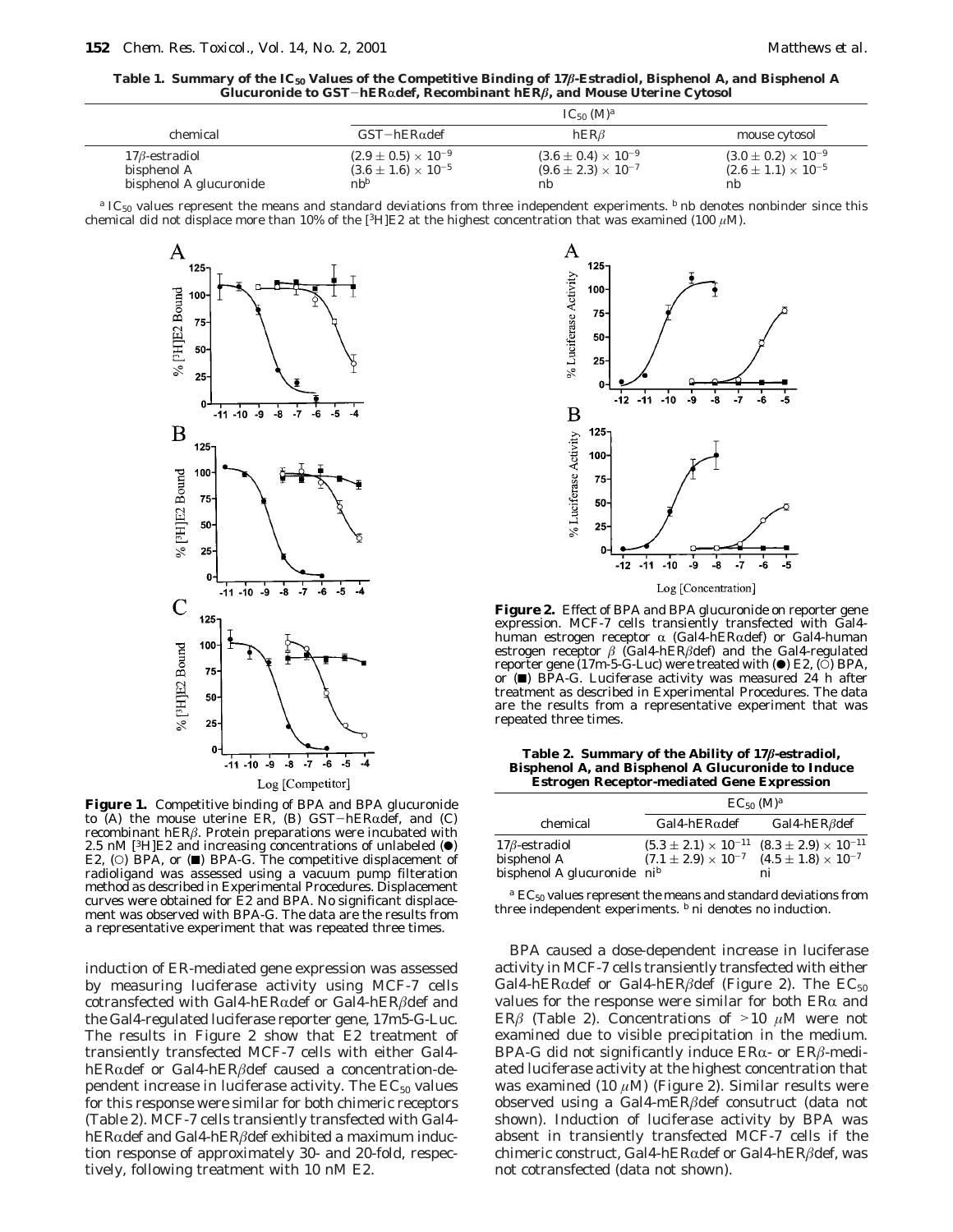**Table 1. Summary of the $IC_{50}$ Values of the Competitive Binding of 17β-Estradiol, Bisphenol A, and Bisphenol A Glucuronide to GST−hERαdef, Recombinant hERβ, and Mouse Uterine Cytosol**

| chemical | $IC_{50}$ (M)[a] | | |
|---|---|---|---|
| | GST−hERαdef | hERβ | mouse cytosol |
| 17β-estradiol | $(2.9 \pm 0.5) \times 10^{-9}$ | $(3.6 \pm 0.4) \times 10^{-9}$ | $(3.0 \pm 0.2) \times 10^{-9}$ |
| bisphenol A | $(3.6 \pm 1.6) \times 10^{-5}$ | $(9.6 \pm 2.3) \times 10^{-7}$ | $(2.6 \pm 1.1) \times 10^{-5}$ |
| bisphenol A glucuronide | nb[b] | nb | nb |

[a] $IC_{50}$ values represent the means and standard deviations from three independent experiments. [b] nb denotes nonbinder since this chemical did not displace more than 10% of the [$^3$H]E2 at the highest concentration that was examined (100 μM).

**Figure 1.** Competitive binding of BPA and BPA glucuronide to (A) the mouse uterine ER, (B) GST−hERαdef, and (C) recombinant hERβ. Protein preparations were incubated with 2.5 nM [$^3$H]E2 and increasing concentrations of unlabeled (●) E2, (○) BPA, or (■) BPA-G. The competitive displacement of radioligand was assessed using a vacuum pump filteration method as described in Experimental Procedures. Displacement curves were obtained for E2 and BPA. No significant displacement was observed with BPA-G. The data are the results from a representative experiment that was repeated three times.

**Figure 2.** Effect of BPA and BPA glucuronide on reporter gene expression. MCF-7 cells transiently transfected with Gal4-human estrogen receptor α (Gal4-hERαdef) or Gal4-human estrogen receptor β (Gal4-hERβdef) and the Gal4-regulated reporter gene (17m-5-G-Luc) were treated with (●) E2, (○) BPA, or (■) BPA-G. Luciferase activity was measured 24 h after treatment as described in Experimental Procedures. The data are the results from a representative experiment that was repeated three times.

**Table 2. Summary of the Ability of 17β-estradiol, Bisphenol A, and Bisphenol A Glucuronide to Induce Estrogen Receptor-mediated Gene Expression**

| chemical | $EC_{50}$ (M)[a] | |
|---|---|---|
| | Gal4-hERαdef | Gal4-hERβdef |
| 17β-estradiol | $(5.3 \pm 2.1) \times 10^{-11}$ | $(8.3 \pm 2.9) \times 10^{-11}$ |
| bisphenol A | $(7.1 \pm 2.9) \times 10^{-7}$ | $(4.5 \pm 1.8) \times 10^{-7}$ |
| bisphenol A glucuronide | ni[b] | ni |

[a] $EC_{50}$ values represent the means and standard deviations from three independent experiments. [b] ni denotes no induction.

induction of ER-mediated gene expression was assessed by measuring luciferase activity using MCF-7 cells cotransfected with Gal4-hERαdef or Gal4-hERβdef and the Gal4-regulated luciferase reporter gene, 17m5-G-Luc. The results in Figure 2 show that E2 treatment of transiently transfected MCF-7 cells with either Gal4-hERαdef or Gal4-hERβdef caused a concentration-dependent increase in luciferase activity. The $EC_{50}$ values for this response were similar for both chimeric receptors (Table 2). MCF-7 cells transiently transfected with Gal4-hERαdef and Gal4-hERβdef exhibited a maximum induction response of approximately 30- and 20-fold, respectively, following treatment with 10 nM E2.

BPA caused a dose-dependent increase in luciferase activity in MCF-7 cells transiently transfected with either Gal4-hERαdef or Gal4-hERβdef (Figure 2). The $EC_{50}$ values for the response were similar for both ERα and ERβ (Table 2). Concentrations of >10 μM were not examined due to visible precipitation in the medium. BPA-G did not significantly induce ERα- or ERβ-mediated luciferase activity at the highest concentration that was examined (10 μM) (Figure 2). Similar results were observed using a Gal4-mERβdef consutruct (data not shown). Induction of luciferase activity by BPA was absent in transiently transfected MCF-7 cells if the chimeric construct, Gal4-hERαdef or Gal4-hERβdef, was not cotransfected (data not shown).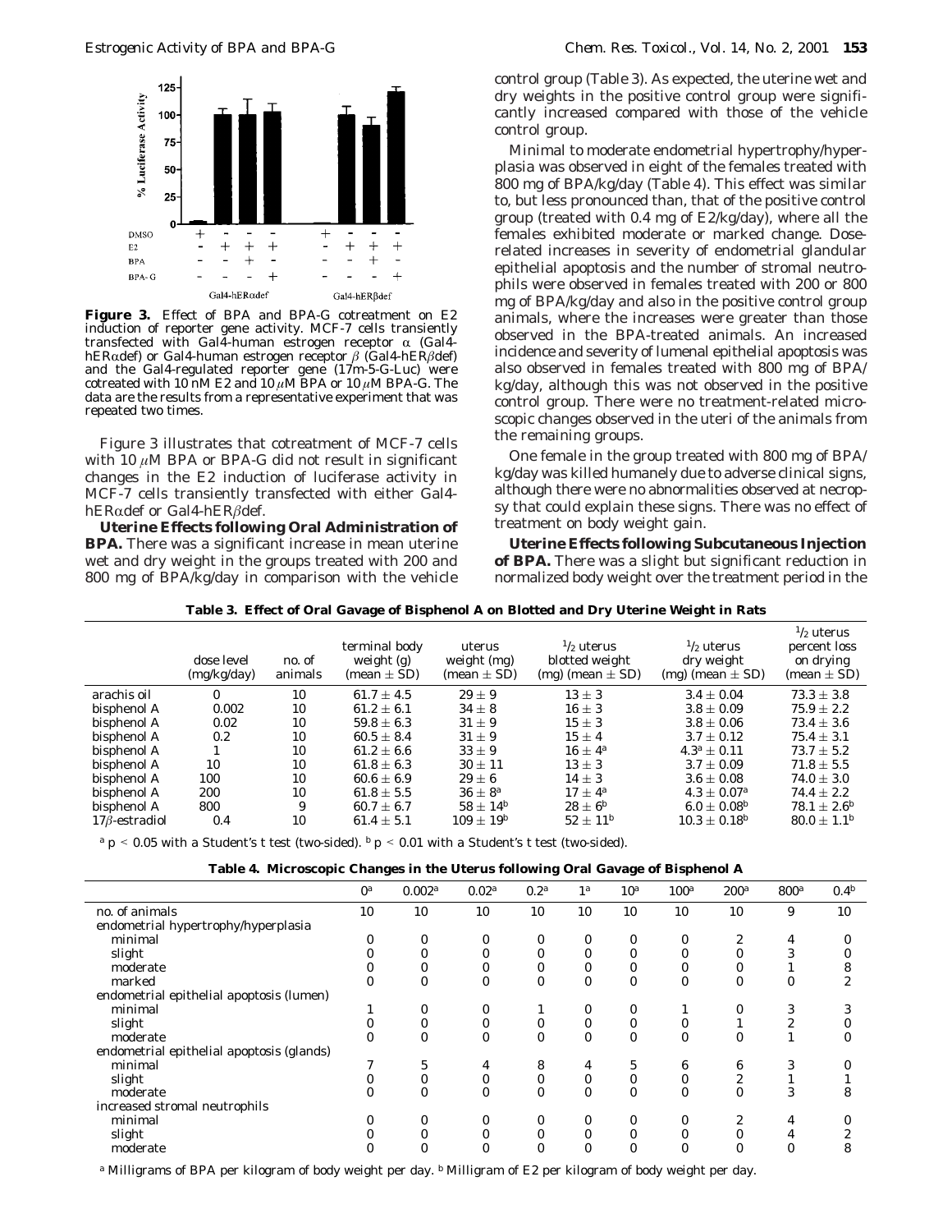**Figure 3.** Effect of BPA and BPA-G cotreatment on E2 induction of reporter gene activity. MCF-7 cells transiently transfected with Gal4-human estrogen receptor α (Gal4-hERαdef) or Gal4-human estrogen receptor β (Gal4-hERβdef) and the Gal4-regulated reporter gene (17m-5-G-Luc) were cotreated with 10 nM E2 and 10 μM BPA or 10 μM BPA-G. The data are the results from a representative experiment that was repeated two times.

Figure 3 illustrates that cotreatment of MCF-7 cells with 10 μM BPA or BPA-G did not result in significant changes in the E2 induction of luciferase activity in MCF-7 cells transiently transfected with either Gal4-hERαdef or Gal4-hERβdef.

**Uterine Effects following Oral Administration of BPA.** There was a significant increase in mean uterine wet and dry weight in the groups treated with 200 and 800 mg of BPA/kg/day in comparison with the vehicle control group (Table 3). As expected, the uterine wet and dry weights in the positive control group were significantly increased compared with those of the vehicle control group.

Minimal to moderate endometrial hypertrophy/hyperplasia was observed in eight of the females treated with 800 mg of BPA/kg/day (Table 4). This effect was similar to, but less pronounced than, that of the positive control group (treated with 0.4 mg of E2/kg/day), where all the females exhibited moderate or marked change. Dose-related increases in severity of endometrial glandular epithelial apoptosis and the number of stromal neutrophils were observed in females treated with 200 or 800 mg of BPA/kg/day and also in the positive control group animals, where the increases were greater than those observed in the BPA-treated animals. An increased incidence and severity of lumenal epithelial apoptosis was also observed in females treated with 800 mg of BPA/kg/day, although this was not observed in the positive control group. There were no treatment-related microscopic changes observed in the uteri of the animals from the remaining groups.

One female in the group treated with 800 mg of BPA/kg/day was killed humanely due to adverse clinical signs, although there were no abnormalities observed at necropsy that could explain these signs. There was no effect of treatment on body weight gain.

**Uterine Effects following Subcutaneous Injection of BPA.** There was a slight but significant reduction in normalized body weight over the treatment period in the

**Table 3. Effect of Oral Gavage of Bisphenol A on Blotted and Dry Uterine Weight in Rats**

| | dose level (mg/kg/day) | no. of animals | terminal body weight (g) (mean ± SD) | uterus weight (mg) (mean ± SD) | 1/2 uterus blotted weight (mg) (mean ± SD) | 1/2 uterus dry weight (mg) (mean ± SD) | 1/2 uterus percent loss on drying (mean ± SD) |
|---|---|---|---|---|---|---|---|
| arachis oil | 0 | 10 | 61.7 ± 4.5 | 29 ± 9 | 13 ± 3 | 3.4 ± 0.04 | 73.3 ± 3.8 |
| bisphenol A | 0.002 | 10 | 61.2 ± 6.1 | 34 ± 8 | 16 ± 3 | 3.8 ± 0.09 | 75.9 ± 2.2 |
| bisphenol A | 0.02 | 10 | 59.8 ± 6.3 | 31 ± 9 | 15 ± 3 | 3.8 ± 0.06 | 73.4 ± 3.6 |
| bisphenol A | 0.2 | 10 | 60.5 ± 8.4 | 31 ± 9 | 15 ± 4 | 3.7 ± 0.12 | 75.4 ± 3.1 |
| bisphenol A | 1 | 10 | 61.2 ± 6.6 | 33 ± 9 | 16 ± 4[a] | 4.3[a] ± 0.11 | 73.7 ± 5.2 |
| bisphenol A | 10 | 10 | 61.8 ± 6.3 | 30 ± 11 | 13 ± 3 | 3.7 ± 0.09 | 71.8 ± 5.5 |
| bisphenol A | 100 | 10 | 60.6 ± 6.9 | 29 ± 6 | 14 ± 3 | 3.6 ± 0.08 | 74.0 ± 3.0 |
| bisphenol A | 200 | 10 | 61.8 ± 5.5 | 36 ± 8[a] | 17 ± 4[a] | 4.3 ± 0.07[a] | 74.4 ± 2.2 |
| bisphenol A | 800 | 9 | 60.7 ± 6.7 | 58 ± 14[b] | 28 ± 6[b] | 6.0 ± 0.08[b] | 78.1 ± 2.6[b] |
| 17β-estradiol | 0.4 | 10 | 61.4 ± 5.1 | 109 ± 19[b] | 52 ± 11[b] | 10.3 ± 0.18[b] | 80.0 ± 1.1[b] |

[a] $p < 0.05$ with a Student's t test (two-sided). [b] $p < 0.01$ with a Student's t test (two-sided).

**Table 4. Microscopic Changes in the Uterus following Oral Gavage of Bisphenol A**

| | 0[a] | 0.002[a] | 0.02[a] | 0.2[a] | 1[a] | 10[a] | 100[a] | 200[a] | 800[a] | 0.4[b] |
|---|---|---|---|---|---|---|---|---|---|---|
| no. of animals | 10 | 10 | 10 | 10 | 10 | 10 | 10 | 10 | 9 | 10 |
| endometrial hypertrophy/hyperplasia | | | | | | | | | | |
| minimal | 0 | 0 | 0 | 0 | 0 | 0 | 0 | 2 | 4 | 0 |
| slight | 0 | 0 | 0 | 0 | 0 | 0 | 0 | 0 | 3 | 0 |
| moderate | 0 | 0 | 0 | 0 | 0 | 0 | 0 | 0 | 1 | 8 |
| marked | 0 | 0 | 0 | 0 | 0 | 0 | 0 | 0 | 0 | 2 |
| endometrial epithelial apoptosis (lumen) | | | | | | | | | | |
| minimal | 1 | 0 | 0 | 1 | 0 | 0 | 1 | 0 | 3 | 3 |
| slight | 0 | 0 | 0 | 0 | 0 | 0 | 0 | 1 | 2 | 0 |
| moderate | 0 | 0 | 0 | 0 | 0 | 0 | 0 | 0 | 1 | 0 |
| endometrial epithelial apoptosis (glands) | | | | | | | | | | |
| minimal | 7 | 5 | 4 | 8 | 4 | 5 | 6 | 6 | 3 | 0 |
| slight | 0 | 0 | 0 | 0 | 0 | 0 | 0 | 2 | 1 | 1 |
| moderate | 0 | 0 | 0 | 0 | 0 | 0 | 0 | 0 | 3 | 8 |
| increased stromal neutrophils | | | | | | | | | | |
| minimal | 0 | 0 | 0 | 0 | 0 | 0 | 0 | 2 | 4 | 0 |
| slight | 0 | 0 | 0 | 0 | 0 | 0 | 0 | 0 | 4 | 2 |
| moderate | 0 | 0 | 0 | 0 | 0 | 0 | 0 | 0 | 0 | 8 |

[a] Milligrams of BPA per kilogram of body weight per day. [b] Milligram of E2 per kilogram of body weight per day.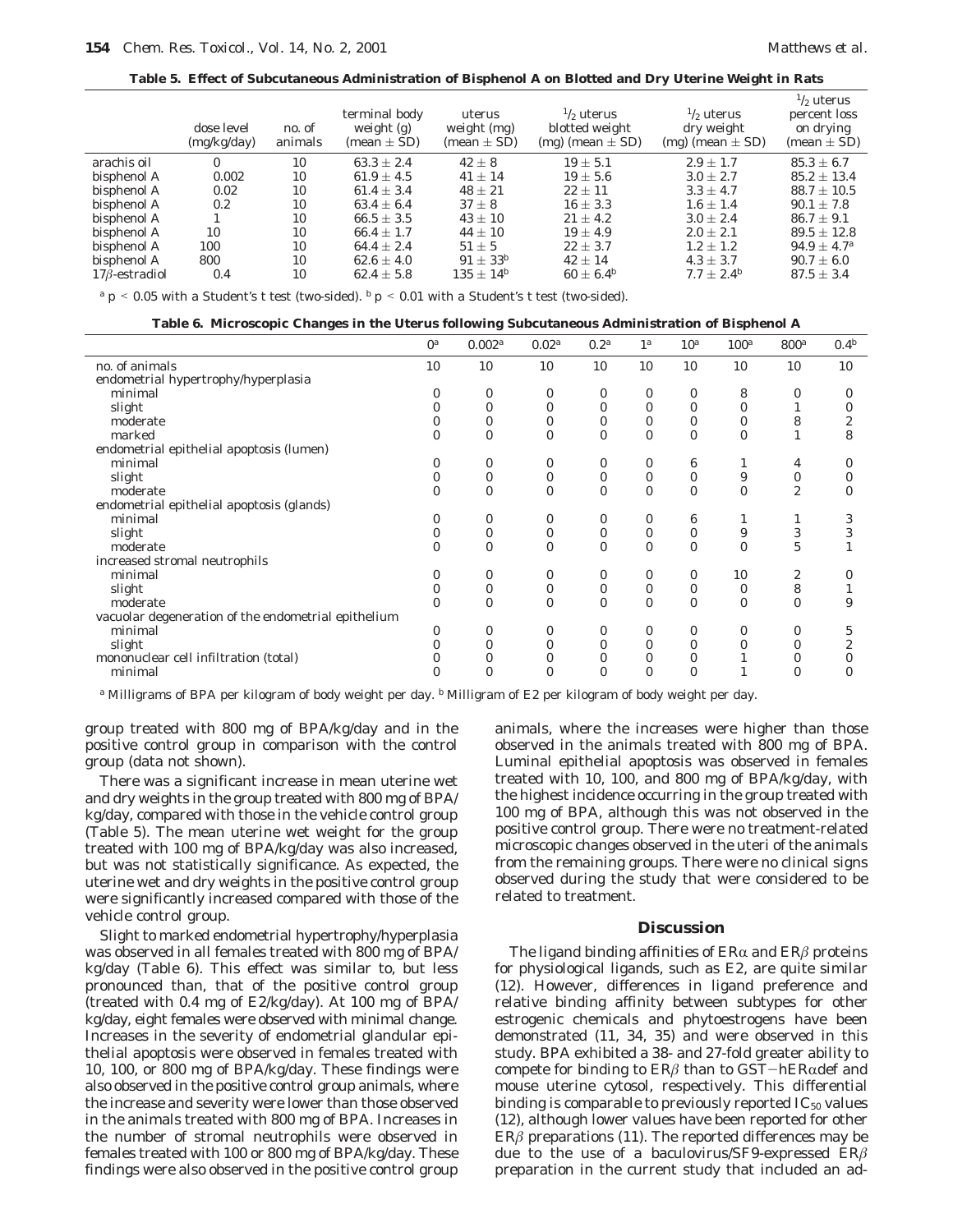**Table 5. Effect of Subcutaneous Administration of Bisphenol A on Blotted and Dry Uterine Weight in Rats**

| | dose level (mg/kg/day) | no. of animals | terminal body weight (g) (mean ± SD) | uterus weight (mg) (mean ± SD) | 1/2 uterus blotted weight (mg) (mean ± SD) | 1/2 uterus dry weight (mg) (mean ± SD) | 1/2 uterus percent loss on drying (mean ± SD) |
|---|---|---|---|---|---|---|---|
| arachis oil | 0 | 10 | 63.3 ± 2.4 | 42 ± 8 | 19 ± 5.1 | 2.9 ± 1.7 | 85.3 ± 6.7 |
| bisphenol A | 0.002 | 10 | 61.9 ± 4.5 | 41 ± 14 | 19 ± 5.6 | 3.0 ± 2.7 | 85.2 ± 13.4 |
| bisphenol A | 0.02 | 10 | 61.4 ± 3.4 | 48 ± 21 | 22 ± 11 | 3.3 ± 4.7 | 88.7 ± 10.5 |
| bisphenol A | 0.2 | 10 | 63.4 ± 6.4 | 37 ± 8 | 16 ± 3.3 | 1.6 ± 1.4 | 90.1 ± 7.8 |
| bisphenol A | 1 | 10 | 66.5 ± 3.5 | 43 ± 10 | 21 ± 4.2 | 3.0 ± 2.4 | 86.7 ± 9.1 |
| bisphenol A | 10 | 10 | 66.4 ± 1.7 | 44 ± 10 | 19 ± 4.9 | 2.0 ± 2.1 | 89.5 ± 12.8 |
| bisphenol A | 100 | 10 | 64.4 ± 2.4 | 51 ± 5 | 22 ± 3.7 | 1.2 ± 1.2 | 94.9 ± 4.7[a] |
| bisphenol A | 800 | 10 | 62.6 ± 4.0 | 91 ± 33[b] | 42 ± 14 | 4.3 ± 3.7 | 90.7 ± 6.0 |
| 17β-estradiol | 0.4 | 10 | 62.4 ± 5.8 | 135 ± 14[b] | 60 ± 6.4[b] | 7.7 ± 2.4[b] | 87.5 ± 3.4 |

[a] $p < 0.05$ with a Student's t test (two-sided). [b] $p < 0.01$ with a Student's t test (two-sided).

**Table 6. Microscopic Changes in the Uterus following Subcutaneous Administration of Bisphenol A**

| | 0[a] | 0.002[a] | 0.02[a] | 0.2[a] | 1[a] | 10[a] | 100[a] | 800[a] | 0.4[b] |
|---|---|---|---|---|---|---|---|---|---|
| no. of animals | 10 | 10 | 10 | 10 | 10 | 10 | 10 | 10 | 10 |
| endometrial hypertrophy/hyperplasia | | | | | | | | | |
| minimal | 0 | 0 | 0 | 0 | 0 | 0 | 8 | 0 | 0 |
| slight | 0 | 0 | 0 | 0 | 0 | 0 | 0 | 1 | 0 |
| moderate | 0 | 0 | 0 | 0 | 0 | 0 | 0 | 8 | 2 |
| marked | 0 | 0 | 0 | 0 | 0 | 0 | 0 | 1 | 8 |
| endometrial epithelial apoptosis (lumen) | | | | | | | | | |
| minimal | 0 | 0 | 0 | 0 | 0 | 6 | 1 | 4 | 0 |
| slight | 0 | 0 | 0 | 0 | 0 | 0 | 9 | 0 | 0 |
| moderate | 0 | 0 | 0 | 0 | 0 | 0 | 0 | 2 | 0 |
| endometrial epithelial apoptosis (glands) | | | | | | | | | |
| minimal | 0 | 0 | 0 | 0 | 0 | 6 | 1 | 1 | 3 |
| slight | 0 | 0 | 0 | 0 | 0 | 0 | 9 | 3 | 3 |
| moderate | 0 | 0 | 0 | 0 | 0 | 0 | 0 | 5 | 1 |
| increased stromal neutrophils | | | | | | | | | |
| minimal | 0 | 0 | 0 | 0 | 0 | 0 | 10 | 2 | 0 |
| slight | 0 | 0 | 0 | 0 | 0 | 0 | 0 | 8 | 1 |
| moderate | 0 | 0 | 0 | 0 | 0 | 0 | 0 | 0 | 9 |
| vacuolar degeneration of the endometrial epithelium | | | | | | | | | |
| minimal | 0 | 0 | 0 | 0 | 0 | 0 | 0 | 0 | 5 |
| slight | 0 | 0 | 0 | 0 | 0 | 0 | 0 | 0 | 2 |
| mononuclear cell infiltration (total) | 0 | 0 | 0 | 0 | 0 | 0 | 1 | 0 | 0 |
| minimal | 0 | 0 | 0 | 0 | 0 | 0 | 1 | 0 | 0 |

[a] Milligrams of BPA per kilogram of body weight per day. [b] Milligram of E2 per kilogram of body weight per day.

group treated with 800 mg of BPA/kg/day and in the positive control group in comparison with the control group (data not shown).

There was a significant increase in mean uterine wet and dry weights in the group treated with 800 mg of BPA/kg/day, compared with those in the vehicle control group (Table 5). The mean uterine wet weight for the group treated with 100 mg of BPA/kg/day was also increased, but was not statistically significance. As expected, the uterine wet and dry weights in the positive control group were significantly increased compared with those of the vehicle control group.

Slight to marked endometrial hypertrophy/hyperplasia was observed in all females treated with 800 mg of BPA/kg/day (Table 6). This effect was similar to, but less pronounced than, that of the positive control group (treated with 0.4 mg of E2/kg/day). At 100 mg of BPA/kg/day, eight females were observed with minimal change. Increases in the severity of endometrial glandular epithelial apoptosis were observed in females treated with 10, 100, or 800 mg of BPA/kg/day. These findings were also observed in the positive control group animals, where the increase and severity were lower than those observed in the animals treated with 800 mg of BPA. Increases in the number of stromal neutrophils were observed in females treated with 100 or 800 mg of BPA/kg/day. These findings were also observed in the positive control group animals, where the increases were higher than those observed in the animals treated with 800 mg of BPA. Luminal epithelial apoptosis was observed in females treated with 10, 100, and 800 mg of BPA/kg/day, with the highest incidence occurring in the group treated with 100 mg of BPA, although this was not observed in the positive control group. There were no treatment-related microscopic changes observed in the uteri of the animals from the remaining groups. There were no clinical signs observed during the study that were considered to be related to treatment.

## Discussion

The ligand binding affinities of ERα and ERβ proteins for physiological ligands, such as E2, are quite similar (12). However, differences in ligand preference and relative binding affinity between subtypes for other estrogenic chemicals and phytoestrogens have been demonstrated (11, 34, 35) and were observed in this study. BPA exhibited a 38- and 27-fold greater ability to compete for binding to ERβ than to GST−hERαdef and mouse uterine cytosol, respectively. This differential binding is comparable to previously reported $IC_{50}$ values (12), although lower values have been reported for other ERβ preparations (11). The reported differences may be due to the use of a baculovirus/SF9-expressed ERβ preparation in the current study that included an ad-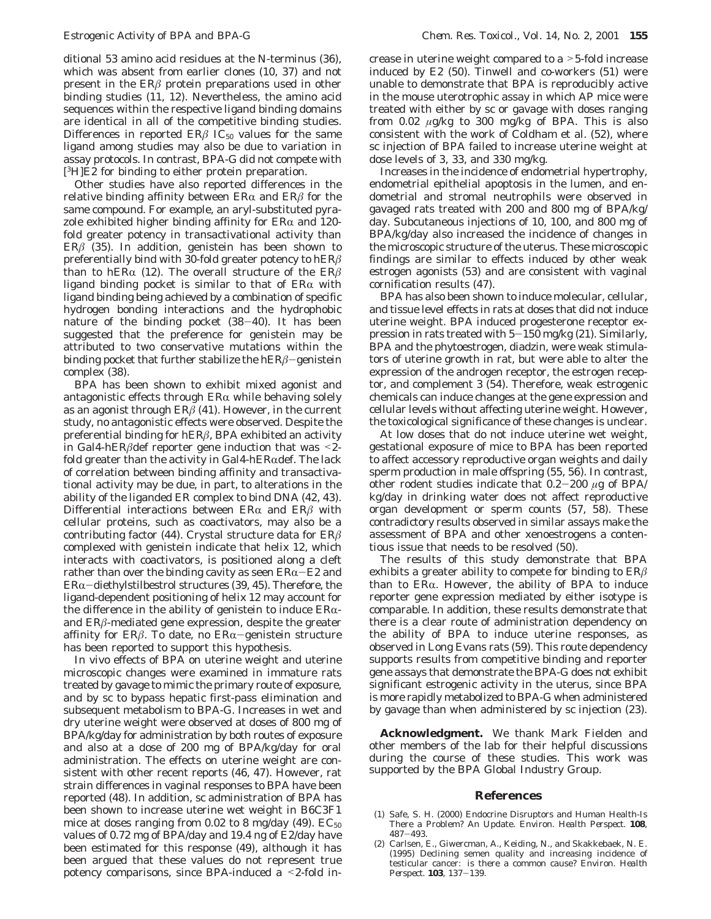ditional 53 amino acid residues at the N-terminus (36), which was absent from earlier clones (10, 37) and not present in the ER$\beta$ protein preparations used in other binding studies (11, 12). Nevertheless, the amino acid sequences within the respective ligand binding domains are identical in all of the competitive binding studies. Differences in reported ER$\beta$ $IC_{50}$ values for the same ligand among studies may also be due to variation in assay protocols. In contrast, BPA-G did not compete with [$^3$H]E2 for binding to either protein preparation.

Other studies have also reported differences in the relative binding affinity between ER$\alpha$ and ER$\beta$ for the same compound. For example, an aryl-substituted pyrazole exhibited higher binding affinity for ER$\alpha$ and 120-fold greater potency in transactivational activity than ER$\beta$ (35). In addition, genistein has been shown to preferentially bind with 30-fold greater potency to hER$\beta$ than to hER$\alpha$ (12). The overall structure of the ER$\beta$ ligand binding pocket is similar to that of ER$\alpha$ with ligand binding being achieved by a combination of specific hydrogen bonding interactions and the hydrophobic nature of the binding pocket (38–40). It has been suggested that the preference for genistein may be attributed to two conservative mutations within the binding pocket that further stabilize the hER$\beta$–genistein complex (38).

BPA has been shown to exhibit mixed agonist and antagonistic effects through ER$\alpha$ while behaving solely as an agonist through ER$\beta$ (41). However, in the current study, no antagonistic effects were observed. Despite the preferential binding for hER$\beta$, BPA exhibited an activity in Gal4-hER$\beta$def reporter gene induction that was <2-fold greater than the activity in Gal4-hER$\alpha$def. The lack of correlation between binding affinity and transactivational activity may be due, in part, to alterations in the ability of the liganded ER complex to bind DNA (42, 43). Differential interactions between ER$\alpha$ and ER$\beta$ with cellular proteins, such as coactivators, may also be a contributing factor (44). Crystal structure data for ER$\beta$ complexed with genistein indicate that helix 12, which interacts with coactivators, is positioned along a cleft rather than over the binding cavity as seen ER$\alpha$–E2 and ER$\alpha$–diethylstilbestrol structures (39, 45). Therefore, the ligand-dependent positioning of helix 12 may account for the difference in the ability of genistein to induce ER$\alpha$- and ER$\beta$-mediated gene expression, despite the greater affinity for ER$\beta$. To date, no ER$\alpha$–genistein structure has been reported to support this hypothesis.

In vivo effects of BPA on uterine weight and uterine microscopic changes were examined in immature rats treated by gavage to mimic the primary route of exposure, and by sc to bypass hepatic first-pass elimination and subsequent metabolism to BPA-G. Increases in wet and dry uterine weight were observed at doses of 800 mg of BPA/kg/day for administration by both routes of exposure and also at a dose of 200 mg of BPA/kg/day for oral administration. The effects on uterine weight are consistent with other recent reports (46, 47). However, rat strain differences in vaginal responses to BPA have been reported (48). In addition, sc administration of BPA has been shown to increase uterine wet weight in B6C3F1 mice at doses ranging from 0.02 to 8 mg/day (49). $EC_{50}$ values of 0.72 mg of BPA/day and 19.4 ng of E2/day have been estimated for this response (49), although it has been argued that these values do not represent true potency comparisons, since BPA-induced a <2-fold increase in uterine weight compared to a >5-fold increase induced by E2 (50). Tinwell and co-workers (51) were unable to demonstrate that BPA is reproducibly active in the mouse uterotrophic assay in which AP mice were treated with either by sc or gavage with doses ranging from 0.02 $\mu$g/kg to 300 mg/kg of BPA. This is also consistent with the work of Coldham et al. (52), where sc injection of BPA failed to increase uterine weight at dose levels of 3, 33, and 330 mg/kg.

Increases in the incidence of endometrial hypertrophy, endometrial epithelial apoptosis in the lumen, and endometrial and stromal neutrophils were observed in gavaged rats treated with 200 and 800 mg of BPA/kg/day. Subcutaneous injections of 10, 100, and 800 mg of BPA/kg/day also increased the incidence of changes in the microscopic structure of the uterus. These microscopic findings are similar to effects induced by other weak estrogen agonists (53) and are consistent with vaginal cornification results (47).

BPA has also been shown to induce molecular, cellular, and tissue level effects in rats at doses that did not induce uterine weight. BPA induced progesterone receptor expression in rats treated with 5–150 mg/kg (21). Similarly, BPA and the phytoestrogen, diadzin, were weak stimulators of uterine growth in rat, but were able to alter the expression of the androgen receptor, the estrogen receptor, and complement 3 (54). Therefore, weak estrogenic chemicals can induce changes at the gene expression and cellular levels without affecting uterine weight. However, the toxicological significance of these changes is unclear.

At low doses that do not induce uterine wet weight, gestational exposure of mice to BPA has been reported to affect accessory reproductive organ weights and daily sperm production in male offspring (55, 56). In contrast, other rodent studies indicate that 0.2–200 $\mu$g of BPA/kg/day in drinking water does not affect reproductive organ development or sperm counts (57, 58). These contradictory results observed in similar assays make the assessment of BPA and other xenoestrogens a contentious issue that needs to be resolved (50).

The results of this study demonstrate that BPA exhibits a greater ability to compete for binding to ER$\beta$ than to ER$\alpha$. However, the ability of BPA to induce reporter gene expression mediated by either isotype is comparable. In addition, these results demonstrate that there is a clear route of administration dependency on the ability of BPA to induce uterine responses, as observed in Long Evans rats (59). This route dependency supports results from competitive binding and reporter gene assays that demonstrate the BPA-G does not exhibit significant estrogenic activity in the uterus, since BPA is more rapidly metabolized to BPA-G when administered by gavage than when administered by sc injection (23).

**Acknowledgment.** We thank Mark Fielden and other members of the lab for their helpful discussions during the course of these studies. This work was supported by the BPA Global Industry Group.

## References

(1) Safe, S. H. (2000) Endocrine Disruptors and Human Health-Is There a Problem? An Update. *Environ. Health Perspect.* **108**, 487–493.

(2) Carlsen, E., Giwercman, A., Keiding, N., and Skakkebaek, N. E. (1995) Declining semen quality and increasing incidence of testicular cancer: is there a common cause? *Environ. Health Perspect.* **103**, 137–139.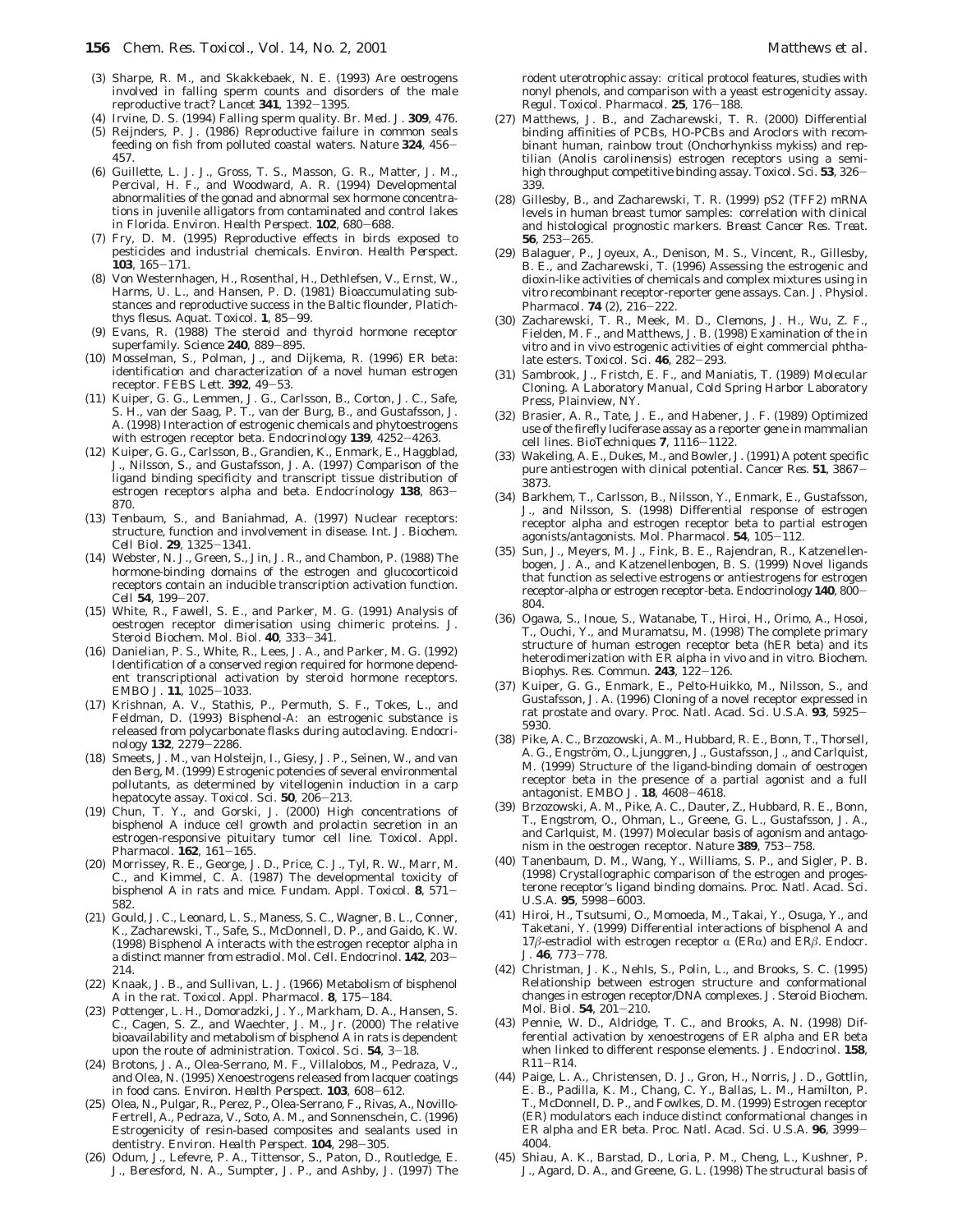(3) Sharpe, R. M., and Skakkebaek, N. E. (1993) Are oestrogens involved in falling sperm counts and disorders of the male reproductive tract? *Lancet* **341**, 1392–1395.

(4) Irvine, D. S. (1994) Falling sperm quality. *Br. Med. J.* **309**, 476.

(5) Reijnders, P. J. (1986) Reproductive failure in common seals feeding on fish from polluted coastal waters. *Nature* **324**, 456–457.

(6) Guillette, L. J. J., Gross, T. S., Masson, G. R., Matter, J. M., Percival, H. F., and Woodward, A. R. (1994) Developmental abnormalities of the gonad and abnormal sex hormone concentrations in juvenile alligators from contaminated and control lakes in Florida. *Environ. Health Perspect.* **102**, 680–688.

(7) Fry, D. M. (1995) Reproductive effects in birds exposed to pesticides and industrial chemicals. *Environ. Health Perspect.* **103**, 165–171.

(8) Von Westernhagen, H., Rosenthal, H., Dethlefsen, V., Ernst, W., Harms, U. L., and Hansen, P. D. (1981) Bioaccumulating substances and reproductive success in the Baltic flounder, *Platichthys flesus*. *Aquat. Toxicol.* **1**, 85–99.

(9) Evans, R. (1988) The steroid and thyroid hormone receptor superfamily. *Science* **240**, 889–895.

(10) Mosselman, S., Polman, J., and Dijkema, R. (1996) ER beta: identification and characterization of a novel human estrogen receptor. *FEBS Lett.* **392**, 49–53.

(11) Kuiper, G. G., Lemmen, J. G., Carlsson, B., Corton, J. C., Safe, S. H., van der Saag, P. T., van der Burg, B., and Gustafsson, J. A. (1998) Interaction of estrogenic chemicals and phytoestrogens with estrogen receptor beta. *Endocrinology* **139**, 4252–4263.

(12) Kuiper, G. G., Carlsson, B., Grandien, K., Enmark, E., Haggblad, J., Nilsson, S., and Gustafsson, J. A. (1997) Comparison of the ligand binding specificity and transcript tissue distribution of estrogen receptors alpha and beta. *Endocrinology* **138**, 863–870.

(13) Tenbaum, S., and Baniahmad, A. (1997) Nuclear receptors: structure, function and involvement in disease. *Int. J. Biochem. Cell Biol.* **29**, 1325–1341.

(14) Webster, N. J., Green, S., Jin, J. R., and Chambon, P. (1988) The hormone-binding domains of the estrogen and glucocorticoid receptors contain an inducible transcription activation function. *Cell* **54**, 199–207.

(15) White, R., Fawell, S. E., and Parker, M. G. (1991) Analysis of oestrogen receptor dimerisation using chimeric proteins. *J. Steroid Biochem. Mol. Biol.* **40**, 333–341.

(16) Danielian, P. S., White, R., Lees, J. A., and Parker, M. G. (1992) Identification of a conserved region required for hormone dependent transcriptional activation by steroid hormone receptors. *EMBO J.* **11**, 1025–1033.

(17) Krishnan, A. V., Stathis, P., Permuth, S. F., Tokes, L., and Feldman, D. (1993) Bisphenol-A: an estrogenic substance is released from polycarbonate flasks during autoclaving. *Endocrinology* **132**, 2279–2286.

(18) Smeets, J. M., van Holsteijn, I., Giesy, J. P., Seinen, W., and van den Berg, M. (1999) Estrogenic potencies of several environmental pollutants, as determined by vitellogenin induction in a carp hepatocyte assay. *Toxicol. Sci.* **50**, 206–213.

(19) Chun, T. Y., and Gorski, J. (2000) High concentrations of bisphenol A induce cell growth and prolactin secretion in an estrogen-responsive pituitary tumor cell line. *Toxicol. Appl. Pharmacol.* **162**, 161–165.

(20) Morrissey, R. E., George, J. D., Price, C. J., Tyl, R. W., Marr, M. C., and Kimmel, C. A. (1987) The developmental toxicity of bisphenol A in rats and mice. *Fundam. Appl. Toxicol.* **8**, 571–582.

(21) Gould, J. C., Leonard, L. S., Maness, S. C., Wagner, B. L., Conner, K., Zacharewski, T., Safe, S., McDonnell, D. P., and Gaido, K. W. (1998) Bisphenol A interacts with the estrogen receptor alpha in a distinct manner from estradiol. *Mol. Cell. Endocrinol.* **142**, 203–214.

(22) Knaak, J. B., and Sullivan, L. J. (1966) Metabolism of bisphenol A in the rat. *Toxicol. Appl. Pharmacol.* **8**, 175–184.

(23) Pottenger, L. H., Domoradzki, J. Y., Markham, D. A., Hansen, S. C., Cagen, S. Z., and Waechter, J. M., Jr. (2000) The relative bioavailability and metabolism of bisphenol A in rats is dependent upon the route of administration. *Toxicol. Sci.* **54**, 3–18.

(24) Brotons, J. A., Olea-Serrano, M. F., Villalobos, M., Pedraza, V., and Olea, N. (1995) Xenoestrogens released from lacquer coatings in food cans. *Environ. Health Perspect.* **103**, 608–612.

(25) Olea, N., Pulgar, R., Perez, P., Olea-Serrano, F., Rivas, A., Novillo-Fertrell, A., Pedraza, V., Soto, A. M., and Sonnenschein, C. (1996) Estrogenicity of resin-based composites and sealants used in dentistry. *Environ. Health Perspect.* **104**, 298–305.

(26) Odum, J., Lefevre, P. A., Tittensor, S., Paton, D., Routledge, E. J., Beresford, N. A., Sumpter, J. P., and Ashby, J. (1997) The rodent uterotrophic assay: critical protocol features, studies with nonyl phenols, and comparison with a yeast estrogenicity assay. *Regul. Toxicol. Pharmacol.* **25**, 176–188.

(27) Matthews, J. B., and Zacharewski, T. R. (2000) Differential binding affinities of PCBs, HO-PCBs and Aroclors with recombinant human, rainbow trout (*Onchorhynkiss mykiss*) and reptilian (*Anolis carolinensis*) estrogen receptors using a semi-high throughput competitive binding assay. *Toxicol. Sci.* **53**, 326–339.

(28) Gillesby, B., and Zacharewski, T. R. (1999) pS2 (TFF2) mRNA levels in human breast tumor samples: correlation with clinical and histological prognostic markers. *Breast Cancer Res. Treat.* **56**, 253–265.

(29) Balaguer, P., Joyeux, A., Denison, M. S., Vincent, R., Gillesby, B. E., and Zacharewski, T. (1996) Assessing the estrogenic and dioxin-like activities of chemicals and complex mixtures using in vitro recombinant receptor-reporter gene assays. *Can. J. Physiol. Pharmacol.* **74** (2), 216–222.

(30) Zacharewski, T. R., Meek, M. D., Clemons, J. H., Wu, Z. F., Fielden, M. F., and Matthews, J. B. (1998) Examination of the in vitro and in vivo estrogenic activities of eight commercial phthalate esters. *Toxicol. Sci.* **46**, 282–293.

(31) Sambrook, J., Fristch, E. F., and Maniatis, T. (1989) *Molecular Cloning. A Laboratory Manual*, Cold Spring Harbor Laboratory Press, Plainview, NY.

(32) Brasier, A. R., Tate, J. E., and Habener, J. F. (1989) Optimized use of the firefly luciferase assay as a reporter gene in mammalian cell lines. *BioTechniques* **7**, 1116–1122.

(33) Wakeling, A. E., Dukes, M., and Bowler, J. (1991) A potent specific pure antiestrogen with clinical potential. *Cancer Res.* **51**, 3867–3873.

(34) Barkhem, T., Carlsson, B., Nilsson, Y., Enmark, E., Gustafsson, J., and Nilsson, S. (1998) Differential response of estrogen receptor alpha and estrogen receptor beta to partial estrogen agonists/antagonists. *Mol. Pharmacol.* **54**, 105–112.

(35) Sun, J., Meyers, M. J., Fink, B. E., Rajendran, R., Katzenellenbogen, J. A., and Katzenellenbogen, B. S. (1999) Novel ligands that function as selective estrogens or antiestrogens for estrogen receptor-alpha or estrogen receptor-beta. *Endocrinology* **140**, 800–804.

(36) Ogawa, S., Inoue, S., Watanabe, T., Hiroi, H., Orimo, A., Hosoi, T., Ouchi, Y., and Muramatsu, M. (1998) The complete primary structure of human estrogen receptor beta (hER beta) and its heterodimerization with ER alpha in vivo and in vitro. *Biochem. Biophys. Res. Commun.* **243**, 122–126.

(37) Kuiper, G. G., Enmark, E., Pelto-Huikko, M., Nilsson, S., and Gustafsson, J. A. (1996) Cloning of a novel receptor expressed in rat prostate and ovary. *Proc. Natl. Acad. Sci. U.S.A.* **93**, 5925–5930.

(38) Pike, A. C., Brzozowski, A. M., Hubbard, R. E., Bonn, T., Thorsell, A. G., Engström, O., Ljunggren, J., Gustafsson, J., and Carlquist, M. (1999) Structure of the ligand-binding domain of oestrogen receptor beta in the presence of a partial agonist and a full antagonist. *EMBO J.* **18**, 4608–4618.

(39) Brzozowski, A. M., Pike, A. C., Dauter, Z., Hubbard, R. E., Bonn, T., Engstrom, O., Ohman, L., Greene, G. L., Gustafsson, J. A., and Carlquist, M. (1997) Molecular basis of agonism and antagonism in the oestrogen receptor. *Nature* **389**, 753–758.

(40) Tanenbaum, D. M., Wang, Y., Williams, S. P., and Sigler, P. B. (1998) Crystallographic comparison of the estrogen and progesterone receptor's ligand binding domains. *Proc. Natl. Acad. Sci. U.S.A.* **95**, 5998–6003.

(41) Hiroi, H., Tsutsumi, O., Momoeda, M., Takai, Y., Osuga, Y., and Taketani, Y. (1999) Differential interactions of bisphenol A and 17$\beta$-estradiol with estrogen receptor $\alpha$ (ER$\alpha$) and ER$\beta$. *Endocr. J.* **46**, 773–778.

(42) Christman, J. K., Nehls, S., Polin, L., and Brooks, S. C. (1995) Relationship between estrogen structure and conformational changes in estrogen receptor/DNA complexes. *J. Steroid Biochem. Mol. Biol.* **54**, 201–210.

(43) Pennie, W. D., Aldridge, T. C., and Brooks, A. N. (1998) Differential activation by xenoestrogens of ER alpha and ER beta when linked to different response elements. *J. Endocrinol.* **158**, R11–R14.

(44) Paige, L. A., Christensen, D. J., Gron, H., Norris, J. D., Gottlin, E. B., Padilla, K. M., Chang, C. Y., Ballas, L. M., Hamilton, P. T., McDonnell, D. P., and Fowlkes, D. M. (1999) Estrogen receptor (ER) modulators each induce distinct conformational changes in ER alpha and ER beta. *Proc. Natl. Acad. Sci. U.S.A.* **96**, 3999–4004.

(45) Shiau, A. K., Barstad, D., Loria, P. M., Cheng, L., Kushner, P. J., Agard, D. A., and Greene, G. L. (1998) The structural basis of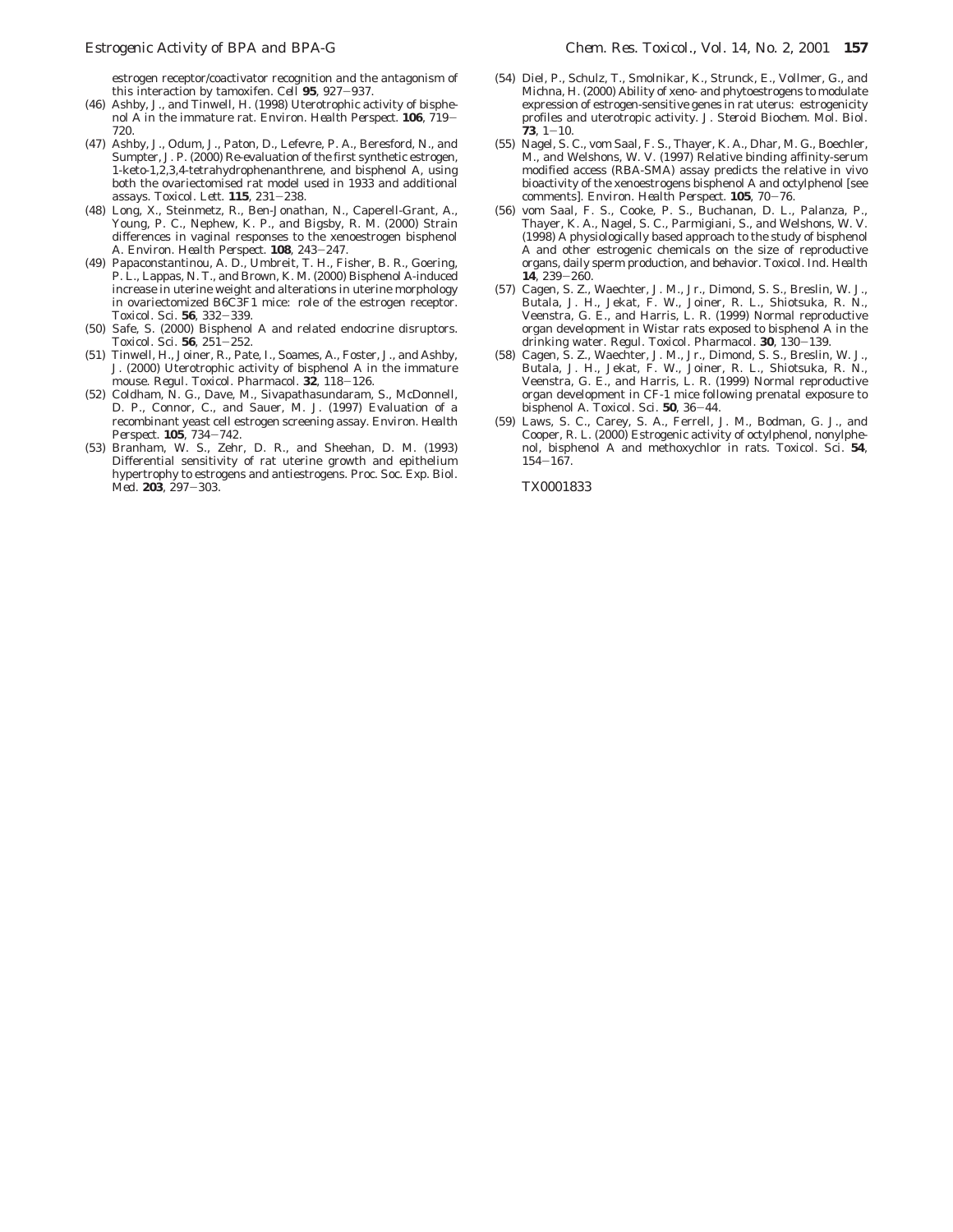estrogen receptor/coactivator recognition and the antagonism of this interaction by tamoxifen. *Cell* **95**, 927–937.

(46) Ashby, J., and Tinwell, H. (1998) Uterotrophic activity of bisphenol A in the immature rat. *Environ. Health Perspect.* **106**, 719–720.

(47) Ashby, J., Odum, J., Paton, D., Lefevre, P. A., Beresford, N., and Sumpter, J. P. (2000) Re-evaluation of the first synthetic estrogen, 1-keto-1,2,3,4-tetrahydrophenanthrene, and bisphenol A, using both the ovariectomised rat model used in 1933 and additional assays. *Toxicol. Lett.* **115**, 231–238.

(48) Long, X., Steinmetz, R., Ben-Jonathan, N., Caperell-Grant, A., Young, P. C., Nephew, K. P., and Bigsby, R. M. (2000) Strain differences in vaginal responses to the xenoestrogen bisphenol A. *Environ. Health Perspect.* **108**, 243–247.

(49) Papaconstantinou, A. D., Umbreit, T. H., Fisher, B. R., Goering, P. L., Lappas, N. T., and Brown, K. M. (2000) Bisphenol A-induced increase in uterine weight and alterations in uterine morphology in ovariectomized B6C3F1 mice: role of the estrogen receptor. *Toxicol. Sci.* **56**, 332–339.

(50) Safe, S. (2000) Bisphenol A and related endocrine disruptors. *Toxicol. Sci.* **56**, 251–252.

(51) Tinwell, H., Joiner, R., Pate, I., Soames, A., Foster, J., and Ashby, J. (2000) Uterotrophic activity of bisphenol A in the immature mouse. *Regul. Toxicol. Pharmacol.* **32**, 118–126.

(52) Coldham, N. G., Dave, M., Sivapathasundaram, S., McDonnell, D. P., Connor, C., and Sauer, M. J. (1997) Evaluation of a recombinant yeast cell estrogen screening assay. *Environ. Health Perspect.* **105**, 734–742.

(53) Branham, W. S., Zehr, D. R., and Sheehan, D. M. (1993) Differential sensitivity of rat uterine growth and epithelium hypertrophy to estrogens and antiestrogens. *Proc. Soc. Exp. Biol. Med.* **203**, 297–303.

(54) Diel, P., Schulz, T., Smolnikar, K., Strunck, E., Vollmer, G., and Michna, H. (2000) Ability of xeno- and phytoestrogens to modulate expression of estrogen-sensitive genes in rat uterus: estrogenicity profiles and uterotropic activity. *J. Steroid Biochem. Mol. Biol.* **73**, 1–10.

(55) Nagel, S. C., vom Saal, F. S., Thayer, K. A., Dhar, M. G., Boechler, M., and Welshons, W. V. (1997) Relative binding affinity-serum modified access (RBA-SMA) assay predicts the relative in vivo bioactivity of the xenoestrogens bisphenol A and octylphenol [see comments]. *Environ. Health Perspect.* **105**, 70–76.

(56) vom Saal, F. S., Cooke, P. S., Buchanan, D. L., Palanza, P., Thayer, K. A., Nagel, S. C., Parmigiani, S., and Welshons, W. V. (1998) A physiologically based approach to the study of bisphenol A and other estrogenic chemicals on the size of reproductive organs, daily sperm production, and behavior. *Toxicol. Ind. Health* **14**, 239–260.

(57) Cagen, S. Z., Waechter, J. M., Jr., Dimond, S. S., Breslin, W. J., Butala, J. H., Jekat, F. W., Joiner, R. L., Shiotsuka, R. N., Veenstra, G. E., and Harris, L. R. (1999) Normal reproductive organ development in Wistar rats exposed to bisphenol A in the drinking water. *Regul. Toxicol. Pharmacol.* **30**, 130–139.

(58) Cagen, S. Z., Waechter, J. M., Jr., Dimond, S. S., Breslin, W. J., Butala, J. H., Jekat, F. W., Joiner, R. L., Shiotsuka, R. N., Veenstra, G. E., and Harris, L. R. (1999) Normal reproductive organ development in CF-1 mice following prenatal exposure to bisphenol A. *Toxicol. Sci.* **50**, 36–44.

(59) Laws, S. C., Carey, S. A., Ferrell, J. M., Bodman, G. J., and Cooper, R. L. (2000) Estrogenic activity of octylphenol, nonylphenol, bisphenol A and methoxychlor in rats. *Toxicol. Sci.* **54**, 154–167.

TX0001833